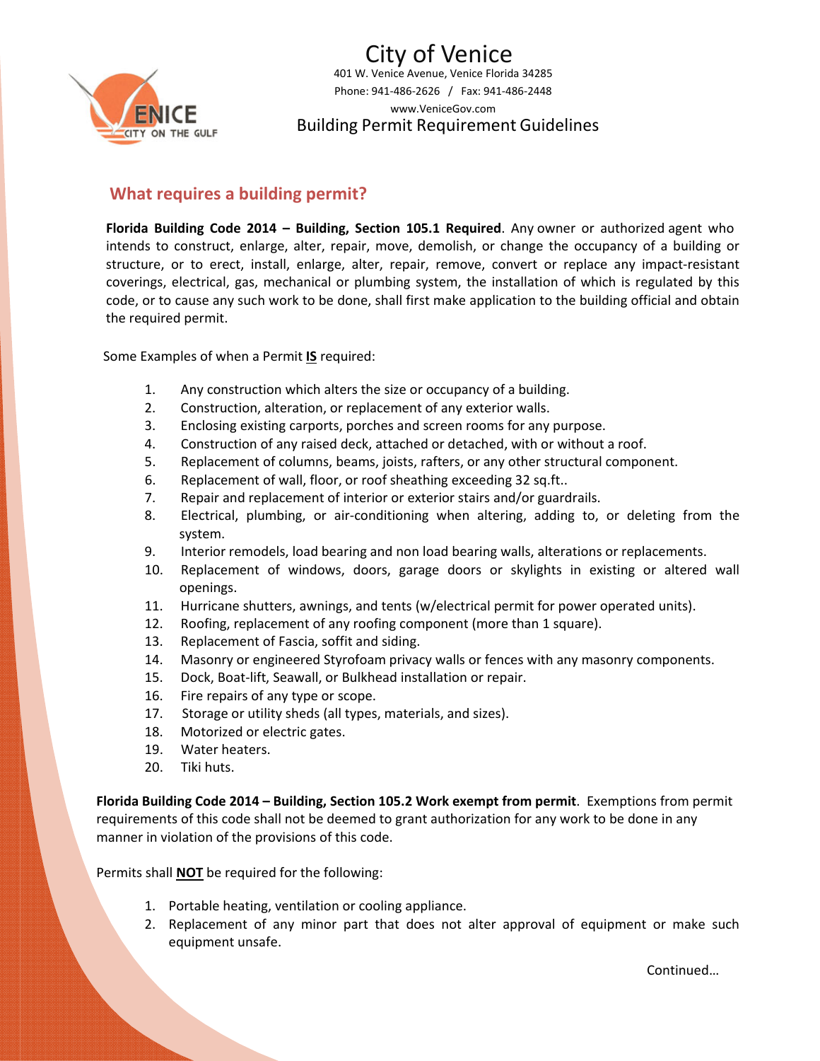# City of Venice

401 W. Venice Avenue, Venice Florida 34285

Phone: 941-486-2626 / Fax: 941-486-2448

www.VeniceGov.com

Building Permit Requirement Guidelines

## What requires a building permit?

**Florida Building Code 2014 – Building, Section 105.1 Required**. Any owner or authorized agent who intends to construct, enlarge, alter, repair, move, demolish, or change the occupancy of a building or structure, or to erect, install, enlarge, alter, repair, remove, convert or replace any impact-resistant coverings, electrical, gas, mechanical or plumbing system, the installation of which is regulated by this code, or to cause any such work to be done, shall first make application to the building official and obtain the required permit.

Some Examples of when a Permit **IS** required:

1. Any construction which alters the size or occupancy of a building.
2. Construction, alteration, or replacement of any exterior walls.
3. Enclosing existing carports, porches and screen rooms for any purpose.
4. Construction of any raised deck, attached or detached, with or without a roof.
5. Replacement of columns, beams, joists, rafters, or any other structural component.
6. Replacement of wall, floor, or roof sheathing exceeding 32 sq.ft..
7. Repair and replacement of interior or exterior stairs and/or guardrails.
8. Electrical, plumbing, or air-conditioning when altering, adding to, or deleting from the system.
9. Interior remodels, load bearing and non load bearing walls, alterations or replacements.
10. Replacement of windows, doors, garage doors or skylights in existing or altered wall openings.
11. Hurricane shutters, awnings, and tents (w/electrical permit for power operated units).
12. Roofing, replacement of any roofing component (more than 1 square).
13. Replacement of Fascia, soffit and siding.
14. Masonry or engineered Styrofoam privacy walls or fences with any masonry components.
15. Dock, Boat-lift, Seawall, or Bulkhead installation or repair.
16. Fire repairs of any type or scope.
17. Storage or utility sheds (all types, materials, and sizes).
18. Motorized or electric gates.
19. Water heaters.
20. Tiki huts.

**Florida Building Code 2014 – Building, Section 105.2 Work exempt from permit**. Exemptions from permit requirements of this code shall not be deemed to grant authorization for any work to be done in any manner in violation of the provisions of this code.

Permits shall **NOT** be required for the following:

1. Portable heating, ventilation or cooling appliance.
2. Replacement of any minor part that does not alter approval of equipment or make such equipment unsafe.

Continued…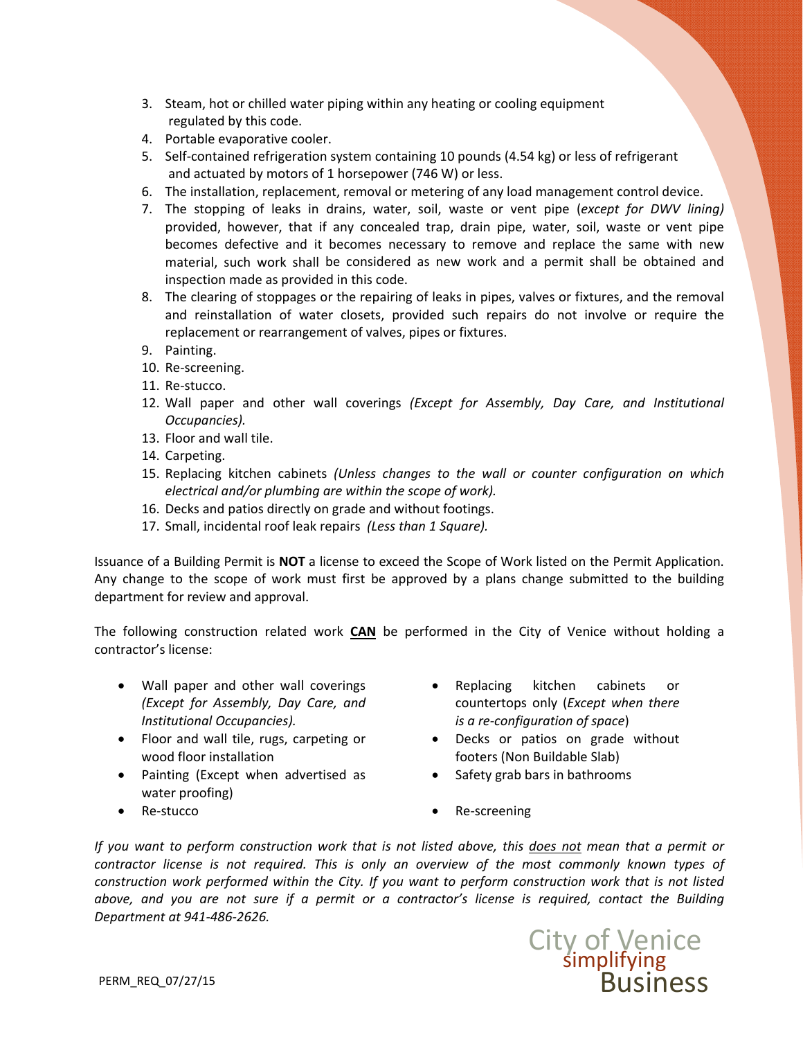3. Steam, hot or chilled water piping within any heating or cooling equipment regulated by this code.
4. Portable evaporative cooler.
5. Self-contained refrigeration system containing 10 pounds (4.54 kg) or less of refrigerant and actuated by motors of 1 horsepower (746 W) or less.
6. The installation, replacement, removal or metering of any load management control device.
7. The stopping of leaks in drains, water, soil, waste or vent pipe (*except for DWV lining)* provided, however, that if any concealed trap, drain pipe, water, soil, waste or vent pipe becomes defective and it becomes necessary to remove and replace the same with new material, such work shall be considered as new work and a permit shall be obtained and inspection made as provided in this code.
8. The clearing of stoppages or the repairing of leaks in pipes, valves or fixtures, and the removal and reinstallation of water closets, provided such repairs do not involve or require the replacement or rearrangement of valves, pipes or fixtures.
9. Painting.
10. Re-screening.
11. Re-stucco.
12. Wall paper and other wall coverings *(Except for Assembly, Day Care, and Institutional Occupancies).*
13. Floor and wall tile.
14. Carpeting.
15. Replacing kitchen cabinets *(Unless changes to the wall or counter configuration on which electrical and/or plumbing are within the scope of work).*
16. Decks and patios directly on grade and without footings.
17. Small, incidental roof leak repairs *(Less than 1 Square).*

Issuance of a Building Permit is **NOT** a license to exceed the Scope of Work listed on the Permit Application. Any change to the scope of work must first be approved by a plans change submitted to the building department for review and approval.

The following construction related work <u>**CAN**</u> be performed in the City of Venice without holding a contractor's license:

- Wall paper and other wall coverings *(Except for Assembly, Day Care, and Institutional Occupancies).*
- Floor and wall tile, rugs, carpeting or wood floor installation
- Painting (Except when advertised as water proofing)
- Re-stucco
- Replacing kitchen cabinets or countertops only (*Except when there is a re-configuration of space*)
- Decks or patios on grade without footers (Non Buildable Slab)
- Safety grab bars in bathrooms
- Re-screening

*If you want to perform construction work that is not listed above, this <u>does not</u> mean that a permit or contractor license is not required. This is only an overview of the most commonly known types of construction work performed within the City. If you want to perform construction work that is not listed above, and you are not sure if a permit or a contractor's license is required, contact the Building Department at 941-486-2626.*

City of Venice
simplifying
Business

PERM_REQ_07/27/15